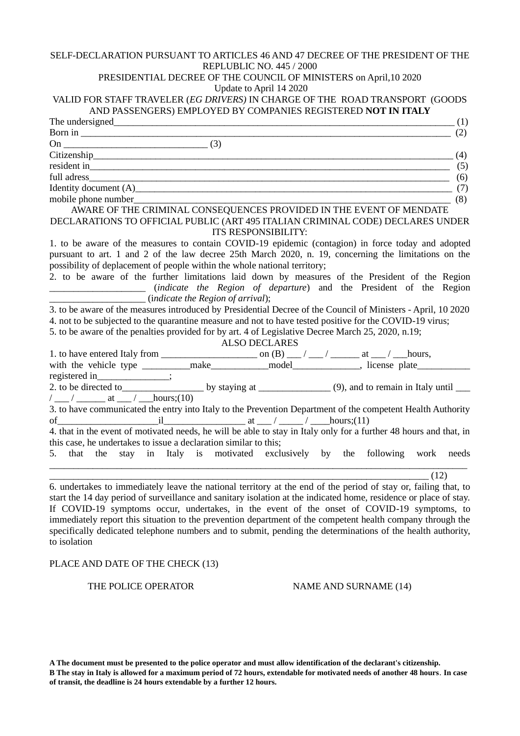SELF-DECLARATION PURSUANT TO ARTICLES 46 AND 47 DECREE OF THE PRESIDENT OF THE REPLUBLIC NO. 445 / 2000

PRESIDENTIAL DECREE OF THE COUNCIL OF MINISTERS on April,10 2020

Update to April 14 2020

VALID FOR STAFF TRAVELER (*EG DRIVERS)* IN CHARGE OF THE ROAD TRANSPORT (GOODS AND PASSENGERS) EMPLOYED BY COMPANIES REGISTERED **NOT IN ITALY**

The undersigned_____________________________________________________________________________ (1)

Born in ____________________________________________________________________________ (2)

On ______________________________ (3)

Citizenship____________________________________________________________________________ (4)

resident in____________________________________________________________________________ (5)

full adress____________________________________________________________________________ (6)

Identity document (A)______________________________________________________________ (7)

mobile phone number_________________________________________________________________ (8)

AWARE OF THE CRIMINAL CONSEQUENCES PROVIDED IN THE EVENT OF MENDATE DECLARATIONS TO OFFICIAL PUBLIC (ART 495 ITALIAN CRIMINAL CODE) DECLARES UNDER ITS RESPONSIBILITY:

1. to be aware of the measures to contain COVID-19 epidemic (contagion) in force today and adopted pursuant to art. 1 and 2 of the law decree 25th March 2020, n. 19, concerning the limitations on the possibility of deplacement of people within the whole national territory;
2. to be aware of the further limitations laid down by measures of the President of the Region ____________________ (*indicate the Region of departure*) and the President of the Region ____________________ (*indicate the Region of arrival*);
3. to be aware of the measures introduced by Presidential Decree of the Council of Ministers - April, 10 2020
4. not to be subjected to the quarantine measure and not to have tested positive for the COVID-19 virus;
5. to be aware of the penalties provided for by art. 4 of Legislative Decree March 25, 2020, n.19;

ALSO DECLARES

1. to have entered Italy from ____________________ on (B) ___ / ___ / ______ at ___ / ___hours, with the vehicle type __________make____________model______________, license plate___________ registered in_______________;
2. to be directed to_________________ by staying at _______________ (9), and to remain in Italy until ___ / ___ / ______ at ___ / ___hours;(10)
3. to have communicated the entry into Italy to the Prevention Department of the competent Health Authority of_____________________il_________________ at ___ / _____ / ____hours;(11)
4. that in the event of motivated needs, he will be able to stay in Italy only for a further 48 hours and that, in this case, he undertakes to issue a declaration similar to this;
5. that the stay in Italy is motivated exclusively by the following work needs ______________________________________________________________________________________ ______________________________________________________________________________________ (12)
6. undertakes to immediately leave the national territory at the end of the period of stay or, failing that, to start the 14 day period of surveillance and sanitary isolation at the indicated home, residence or place of stay. If COVID-19 symptoms occur, undertakes, in the event of the onset of COVID-19 symptoms, to immediately report this situation to the prevention department of the competent health company through the specifically dedicated telephone numbers and to submit, pending the determinations of the health authority, to isolation

PLACE AND DATE OF THE CHECK (13)

THE POLICE OPERATOR NAME AND SURNAME (14)

**A The document must be presented to the police operator and must allow identification of the declarant's citizenship.**

**B The stay in Italy is allowed for a maximum period of 72 hours, extendable for motivated needs of another 48 hours. In case of transit, the deadline is 24 hours extendable by a further 12 hours.**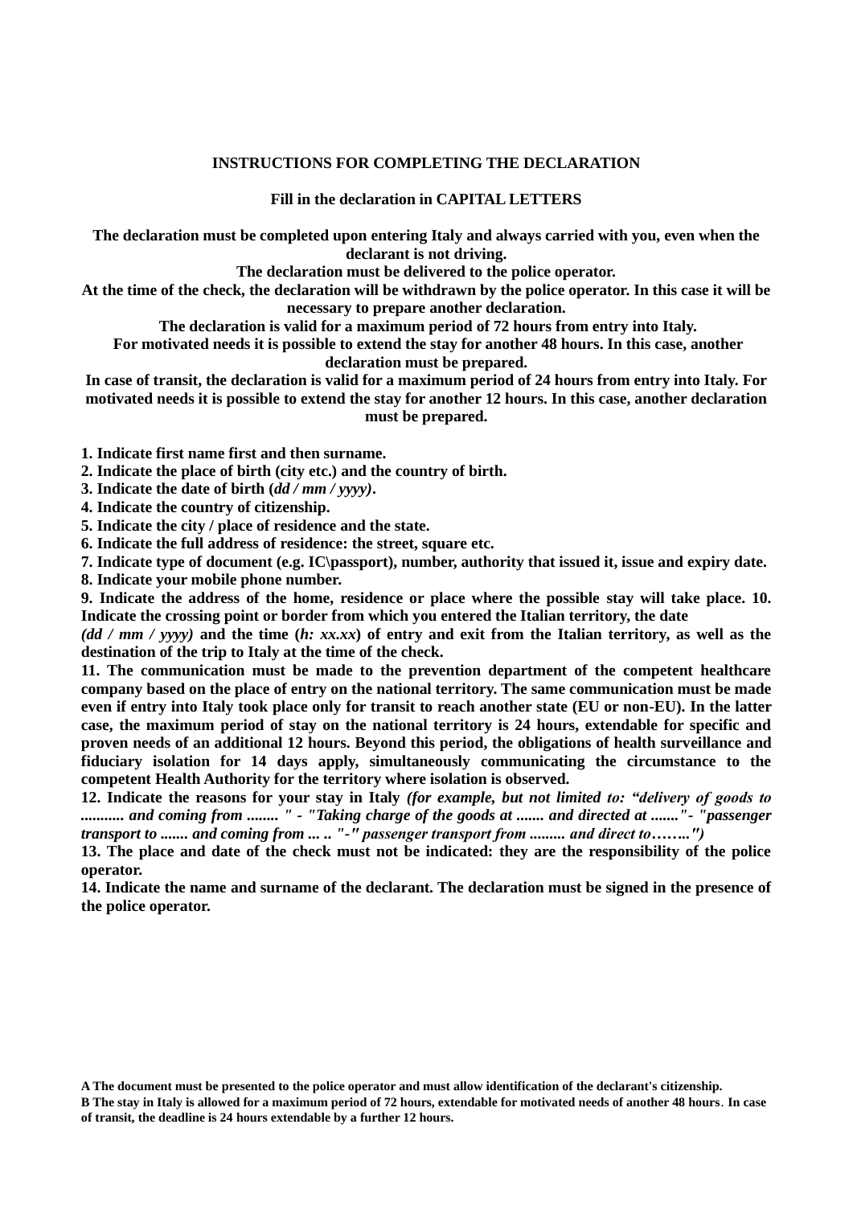**INSTRUCTIONS FOR COMPLETING THE DECLARATION**

**Fill in the declaration in CAPITAL LETTERS**

**The declaration must be completed upon entering Italy and always carried with you, even when the declarant is not driving.**
**The declaration must be delivered to the police operator.**
**At the time of the check, the declaration will be withdrawn by the police operator. In this case it will be necessary to prepare another declaration.**
**The declaration is valid for a maximum period of 72 hours from entry into Italy.**
**For motivated needs it is possible to extend the stay for another 48 hours. In this case, another declaration must be prepared.**
**In case of transit, the declaration is valid for a maximum period of 24 hours from entry into Italy. For motivated needs it is possible to extend the stay for another 12 hours. In this case, another declaration must be prepared.**

**1. Indicate first name first and then surname.**
**2. Indicate the place of birth (city etc.) and the country of birth.**
**3. Indicate the date of birth (*dd / mm / yyyy*).**
**4. Indicate the country of citizenship.**
**5. Indicate the city / place of residence and the state.**
**6. Indicate the full address of residence: the street, square etc.**
**7. Indicate type of document (e.g. IC\passport), number, authority that issued it, issue and expiry date.**
**8. Indicate your mobile phone number.**
**9. Indicate the address of the home, residence or place where the possible stay will take place. 10. Indicate the crossing point or border from which you entered the Italian territory, the date *(dd / mm / yyyy)* and the time (*h: xx.xx*) of entry and exit from the Italian territory, as well as the destination of the trip to Italy at the time of the check.**
**11. The communication must be made to the prevention department of the competent healthcare company based on the place of entry on the national territory. The same communication must be made even if entry into Italy took place only for transit to reach another state (EU or non-EU). In the latter case, the maximum period of stay on the national territory is 24 hours, extendable for specific and proven needs of an additional 12 hours. Beyond this period, the obligations of health surveillance and fiduciary isolation for 14 days apply, simultaneously communicating the circumstance to the competent Health Authority for the territory where isolation is observed.**
**12. Indicate the reasons for your stay in Italy *(for example, but not limited to: "delivery of goods to ........... and coming from ........ " - "Taking charge of the goods at ....... and directed at ......."- "passenger transport to ....... and coming from ... .. "-" passenger transport from ......... and direct to……..")***
**13. The place and date of the check must not be indicated: they are the responsibility of the police operator.**
**14. Indicate the name and surname of the declarant. The declaration must be signed in the presence of the police operator.**

**A The document must be presented to the police operator and must allow identification of the declarant's citizenship.**
**B The stay in Italy is allowed for a maximum period of 72 hours, extendable for motivated needs of another 48 hours. In case of transit, the deadline is 24 hours extendable by a further 12 hours.**